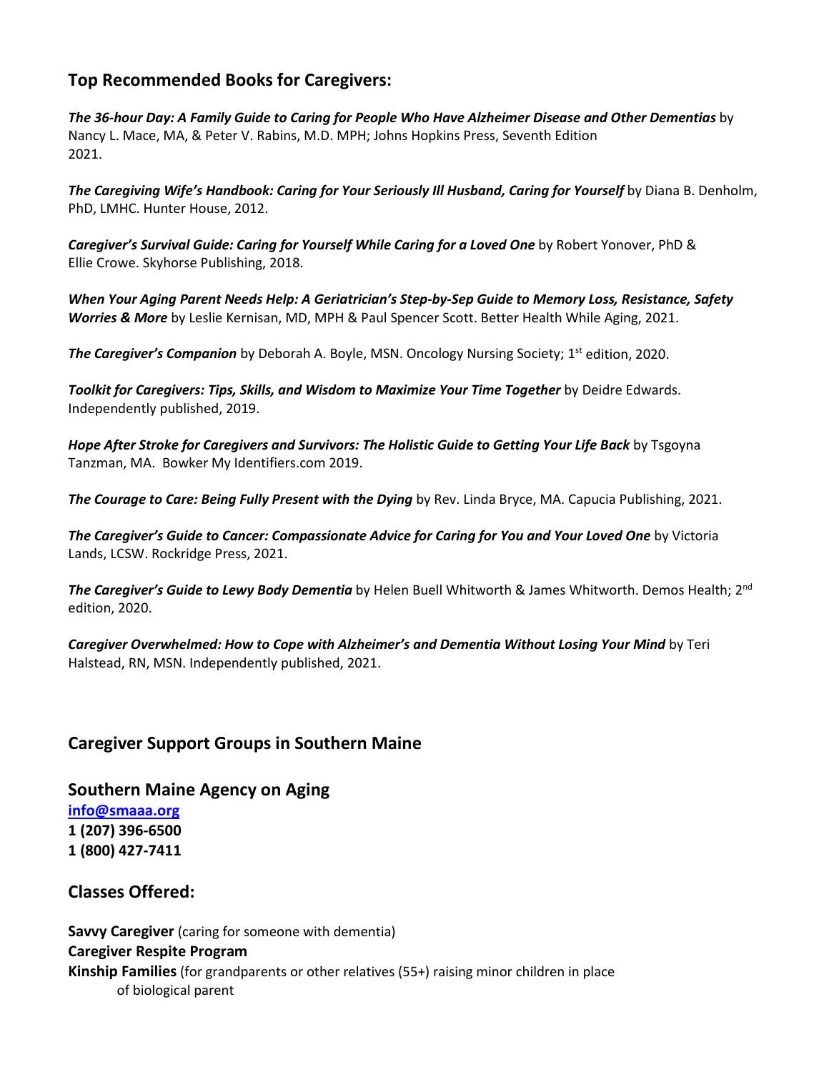## Top Recommended Books for Caregivers:

***The 36-hour Day: A Family Guide to Caring for People Who Have Alzheimer Disease and Other Dementias*** by Nancy L. Mace, MA, & Peter V. Rabins, M.D. MPH; Johns Hopkins Press, Seventh Edition 2021.

***The Caregiving Wife's Handbook: Caring for Your Seriously Ill Husband, Caring for Yourself*** by Diana B. Denholm, PhD, LMHC. Hunter House, 2012.

***Caregiver's Survival Guide: Caring for Yourself While Caring for a Loved One*** by Robert Yonover, PhD & Ellie Crowe. Skyhorse Publishing, 2018.

***When Your Aging Parent Needs Help: A Geriatrician's Step-by-Sep Guide to Memory Loss, Resistance, Safety Worries & More*** by Leslie Kernisan, MD, MPH & Paul Spencer Scott. Better Health While Aging, 2021.

***The Caregiver's Companion*** by Deborah A. Boyle, MSN. Oncology Nursing Society; 1st edition, 2020.

***Toolkit for Caregivers: Tips, Skills, and Wisdom to Maximize Your Time Together*** by Deidre Edwards. Independently published, 2019.

***Hope After Stroke for Caregivers and Survivors: The Holistic Guide to Getting Your Life Back*** by Tsgoyna Tanzman, MA. Bowker My Identifiers.com 2019.

***The Courage to Care: Being Fully Present with the Dying*** by Rev. Linda Bryce, MA. Capucia Publishing, 2021.

***The Caregiver's Guide to Cancer: Compassionate Advice for Caring for You and Your Loved One*** by Victoria Lands, LCSW. Rockridge Press, 2021.

***The Caregiver's Guide to Lewy Body Dementia*** by Helen Buell Whitworth & James Whitworth. Demos Health; 2nd edition, 2020.

***Caregiver Overwhelmed: How to Cope with Alzheimer's and Dementia Without Losing Your Mind*** by Teri Halstead, RN, MSN. Independently published, 2021.

## Caregiver Support Groups in Southern Maine

## Southern Maine Agency on Aging

**info@smaaa.org**
**1 (207) 396-6500**
**1 (800) 427-7411**

## Classes Offered:

**Savvy Caregiver** (caring for someone with dementia)
**Caregiver Respite Program**
**Kinship Families** (for grandparents or other relatives (55+) raising minor children in place of biological parent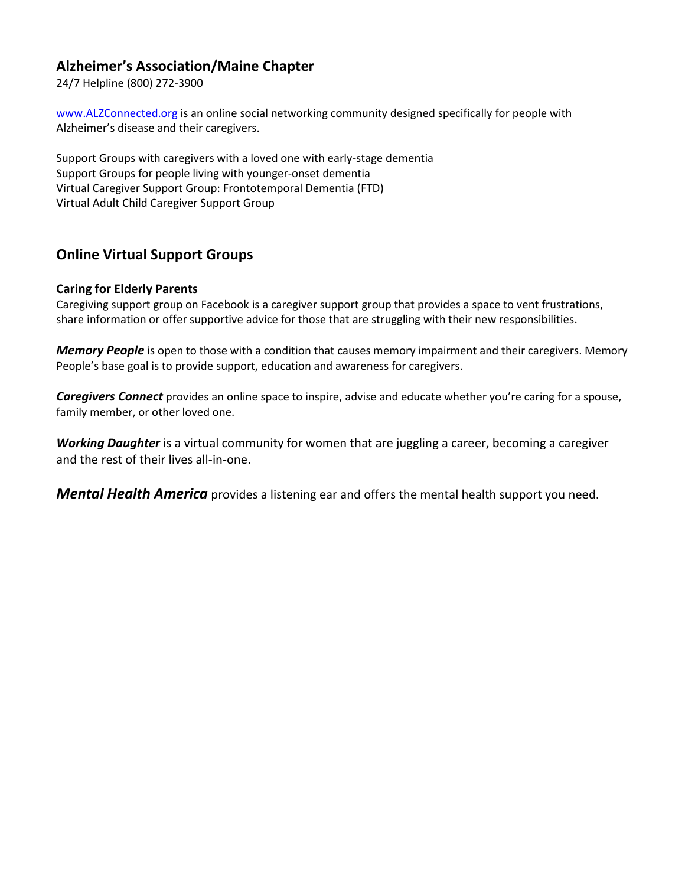## Alzheimer's Association/Maine Chapter

24/7 Helpline (800) 272-3900

www.ALZConnected.org is an online social networking community designed specifically for people with Alzheimer's disease and their caregivers.

Support Groups with caregivers with a loved one with early-stage dementia
Support Groups for people living with younger-onset dementia
Virtual Caregiver Support Group: Frontotemporal Dementia (FTD)
Virtual Adult Child Caregiver Support Group

## Online Virtual Support Groups

### Caring for Elderly Parents

Caregiving support group on Facebook is a caregiver support group that provides a space to vent frustrations, share information or offer supportive advice for those that are struggling with their new responsibilities.

***Memory People*** is open to those with a condition that causes memory impairment and their caregivers. Memory People's base goal is to provide support, education and awareness for caregivers.

***Caregivers Connect*** provides an online space to inspire, advise and educate whether you're caring for a spouse, family member, or other loved one.

***Working Daughter*** is a virtual community for women that are juggling a career, becoming a caregiver and the rest of their lives all-in-one.

***Mental Health America*** provides a listening ear and offers the mental health support you need.